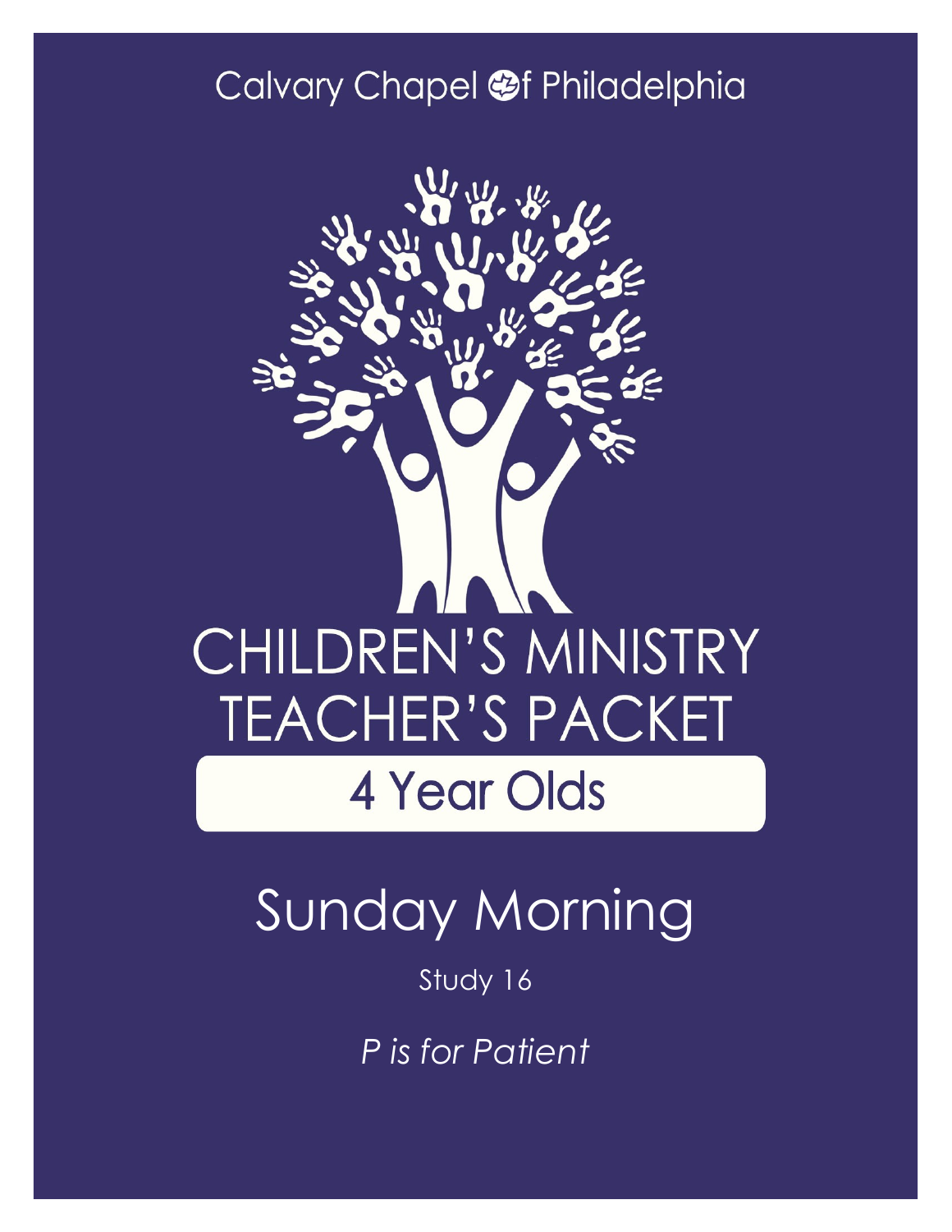Calvary Chapel of Philadelphia

# CHILDREN'S MINISTRY TEACHER'S PACKET

## 4 Year Olds

# Sunday Morning

Study 16

*P is for Patient*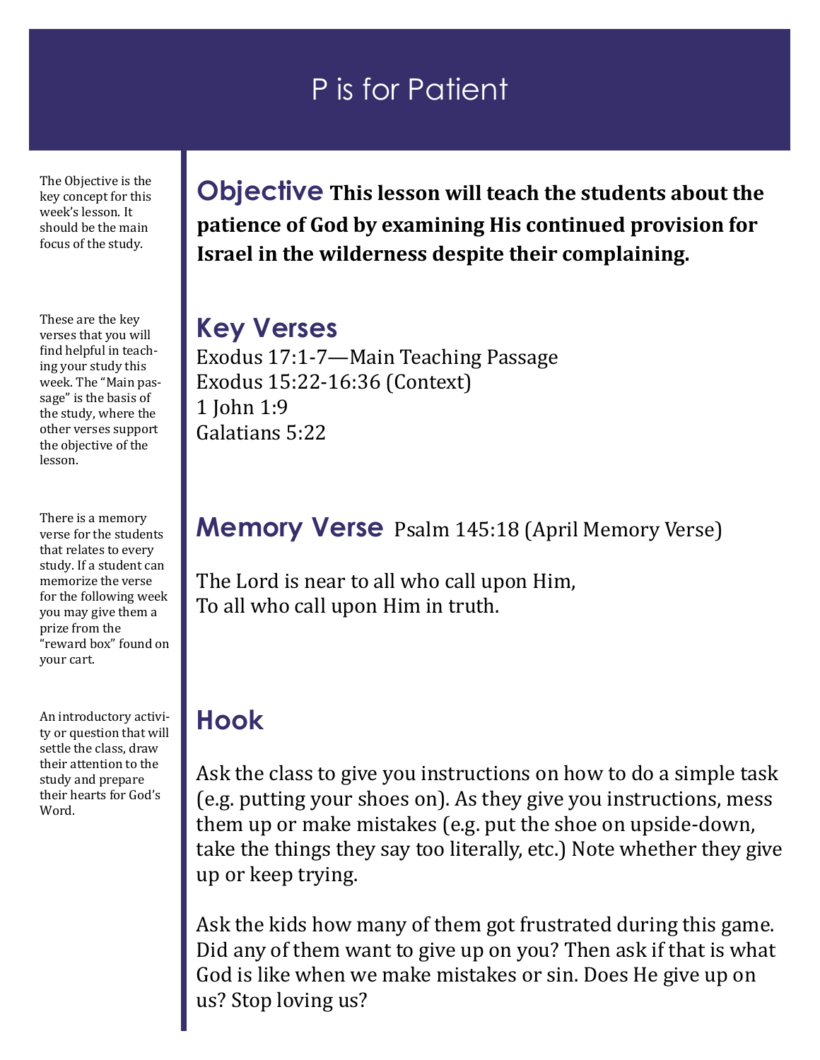# P is for Patient

The Objective is the key concept for this week's lesson. It should be the main focus of the study.

## Objective

**This lesson will teach the students about the patience of God by examining His continued provision for Israel in the wilderness despite their complaining.**

These are the key verses that you will find helpful in teaching your study this week. The "Main passage" is the basis of the study, where the other verses support the objective of the lesson.

## Key Verses

Exodus 17:1-7—Main Teaching Passage
Exodus 15:22-16:36 (Context)
1 John 1:9
Galatians 5:22

There is a memory verse for the students that relates to every study. If a student can memorize the verse for the following week you may give them a prize from the "reward box" found on your cart.

## Memory Verse

Psalm 145:18 (April Memory Verse)

The Lord is near to all who call upon Him,
To all who call upon Him in truth.

An introductory activity or question that will settle the class, draw their attention to the study and prepare their hearts for God's Word.

## Hook

Ask the class to give you instructions on how to do a simple task (e.g. putting your shoes on). As they give you instructions, mess them up or make mistakes (e.g. put the shoe on upside-down, take the things they say too literally, etc.) Note whether they give up or keep trying.

Ask the kids how many of them got frustrated during this game. Did any of them want to give up on you? Then ask if that is what God is like when we make mistakes or sin. Does He give up on us? Stop loving us?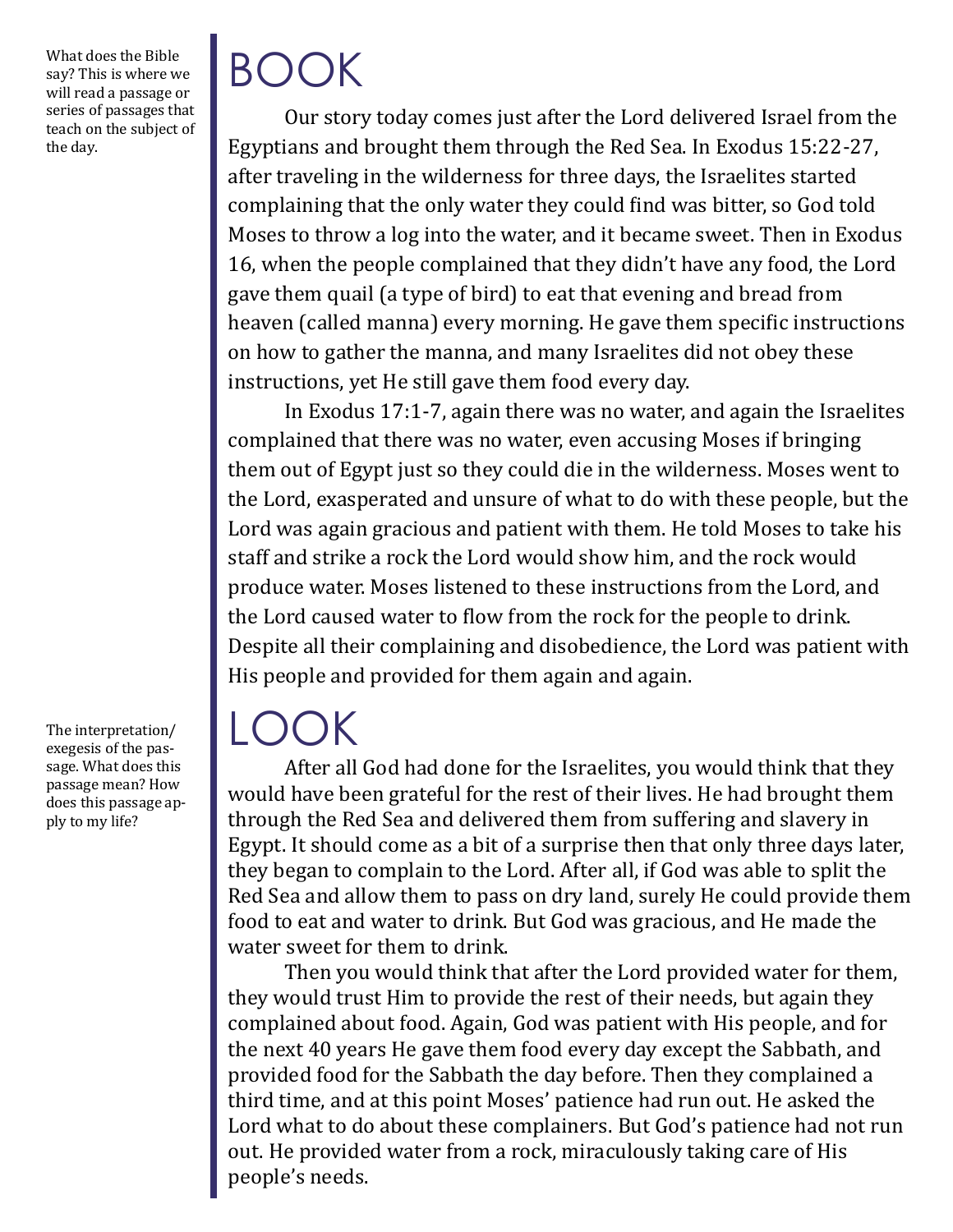What does the Bible say? This is where we will read a passage or series of passages that teach on the subject of the day.

# BOOK

Our story today comes just after the Lord delivered Israel from the Egyptians and brought them through the Red Sea. In Exodus 15:22-27, after traveling in the wilderness for three days, the Israelites started complaining that the only water they could find was bitter, so God told Moses to throw a log into the water, and it became sweet. Then in Exodus 16, when the people complained that they didn't have any food, the Lord gave them quail (a type of bird) to eat that evening and bread from heaven (called manna) every morning. He gave them specific instructions on how to gather the manna, and many Israelites did not obey these instructions, yet He still gave them food every day.

In Exodus 17:1-7, again there was no water, and again the Israelites complained that there was no water, even accusing Moses if bringing them out of Egypt just so they could die in the wilderness. Moses went to the Lord, exasperated and unsure of what to do with these people, but the Lord was again gracious and patient with them. He told Moses to take his staff and strike a rock the Lord would show him, and the rock would produce water. Moses listened to these instructions from the Lord, and the Lord caused water to flow from the rock for the people to drink. Despite all their complaining and disobedience, the Lord was patient with His people and provided for them again and again.

The interpretation/exegesis of the passage. What does this passage mean? How does this passage apply to my life?

# LOOK

After all God had done for the Israelites, you would think that they would have been grateful for the rest of their lives. He had brought them through the Red Sea and delivered them from suffering and slavery in Egypt. It should come as a bit of a surprise then that only three days later, they began to complain to the Lord. After all, if God was able to split the Red Sea and allow them to pass on dry land, surely He could provide them food to eat and water to drink. But God was gracious, and He made the water sweet for them to drink.

Then you would think that after the Lord provided water for them, they would trust Him to provide the rest of their needs, but again they complained about food. Again, God was patient with His people, and for the next 40 years He gave them food every day except the Sabbath, and provided food for the Sabbath the day before. Then they complained a third time, and at this point Moses' patience had run out. He asked the Lord what to do about these complainers. But God's patience had not run out. He provided water from a rock, miraculously taking care of His people's needs.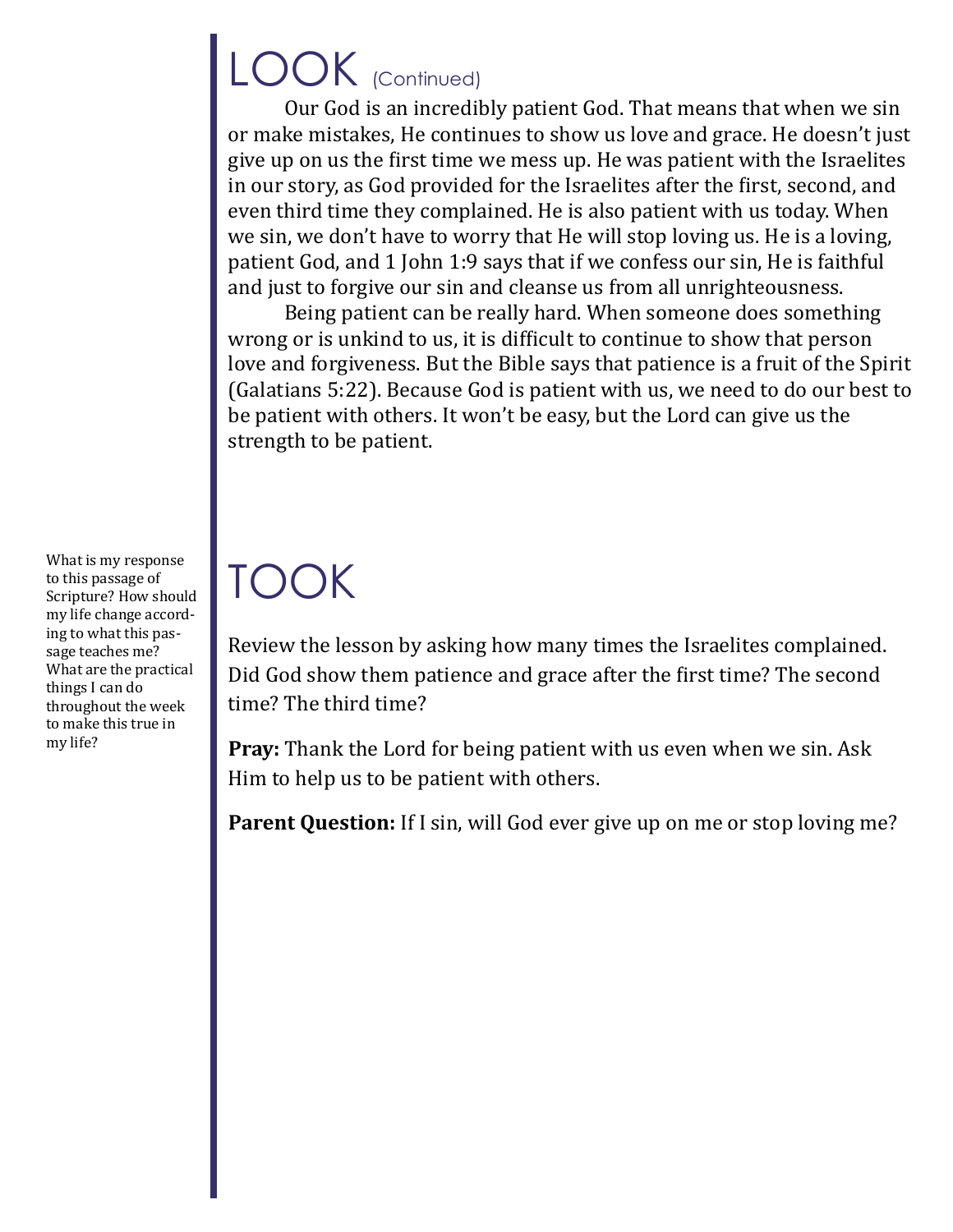# LOOK (Continued)

Our God is an incredibly patient God. That means that when we sin or make mistakes, He continues to show us love and grace. He doesn't just give up on us the first time we mess up. He was patient with the Israelites in our story, as God provided for the Israelites after the first, second, and even third time they complained. He is also patient with us today. When we sin, we don't have to worry that He will stop loving us. He is a loving, patient God, and 1 John 1:9 says that if we confess our sin, He is faithful and just to forgive our sin and cleanse us from all unrighteousness.

Being patient can be really hard. When someone does something wrong or is unkind to us, it is difficult to continue to show that person love and forgiveness. But the Bible says that patience is a fruit of the Spirit (Galatians 5:22). Because God is patient with us, we need to do our best to be patient with others. It won't be easy, but the Lord can give us the strength to be patient.

# TOOK

What is my response to this passage of Scripture? How should my life change according to what this passage teaches me? What are the practical things I can do throughout the week to make this true in my life?

Review the lesson by asking how many times the Israelites complained. Did God show them patience and grace after the first time? The second time? The third time?

**Pray:** Thank the Lord for being patient with us even when we sin. Ask Him to help us to be patient with others.

**Parent Question:** If I sin, will God ever give up on me or stop loving me?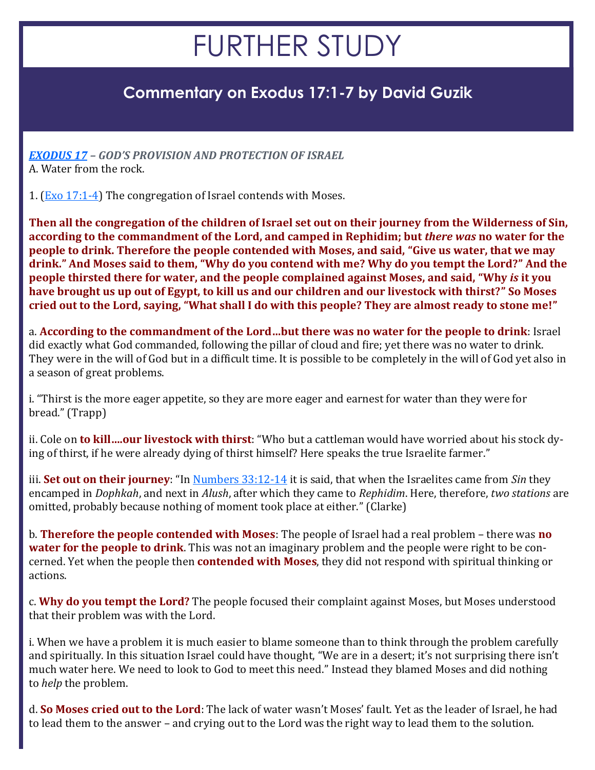# FURTHER STUDY

## Commentary on Exodus 17:1-7 by David Guzik

***[EXODUS 17](#) – GOD'S PROVISION AND PROTECTION OF ISRAEL***
A. Water from the rock.

1. ([Exo 17:1-4](#)) The congregation of Israel contends with Moses.

**Then all the congregation of the children of Israel set out on their journey from the Wilderness of Sin, according to the commandment of the Lord, and camped in Rephidim; but *there was* no water for the people to drink. Therefore the people contended with Moses, and said, "Give us water, that we may drink." And Moses said to them, "Why do you contend with me? Why do you tempt the Lord?" And the people thirsted there for water, and the people complained against Moses, and said, "Why *is* it you have brought us up out of Egypt, to kill us and our children and our livestock with thirst?" So Moses cried out to the Lord, saying, "What shall I do with this people? They are almost ready to stone me!"**

a. **According to the commandment of the Lord…but there was no water for the people to drink**: Israel did exactly what God commanded, following the pillar of cloud and fire; yet there was no water to drink. They were in the will of God but in a difficult time. It is possible to be completely in the will of God yet also in a season of great problems.

i. "Thirst is the more eager appetite, so they are more eager and earnest for water than they were for bread." (Trapp)

ii. Cole on **to kill….our livestock with thirst**: "Who but a cattleman would have worried about his stock dying of thirst, if he were already dying of thirst himself? Here speaks the true Israelite farmer."

iii. **Set out on their journey**: "In [Numbers 33:12-14](#) it is said, that when the Israelites came from *Sin* they encamped in *Dophkah*, and next in *Alush*, after which they came to *Rephidim*. Here, therefore, *two stations* are omitted, probably because nothing of moment took place at either." (Clarke)

b. **Therefore the people contended with Moses**: The people of Israel had a real problem – there was **no water for the people to drink**. This was not an imaginary problem and the people were right to be concerned. Yet when the people then **contended with Moses**, they did not respond with spiritual thinking or actions.

c. **Why do you tempt the Lord?** The people focused their complaint against Moses, but Moses understood that their problem was with the Lord.

i. When we have a problem it is much easier to blame someone than to think through the problem carefully and spiritually. In this situation Israel could have thought, "We are in a desert; it's not surprising there isn't much water here. We need to look to God to meet this need." Instead they blamed Moses and did nothing to *help* the problem.

d. **So Moses cried out to the Lord**: The lack of water wasn't Moses' fault. Yet as the leader of Israel, he had to lead them to the answer – and crying out to the Lord was the right way to lead them to the solution.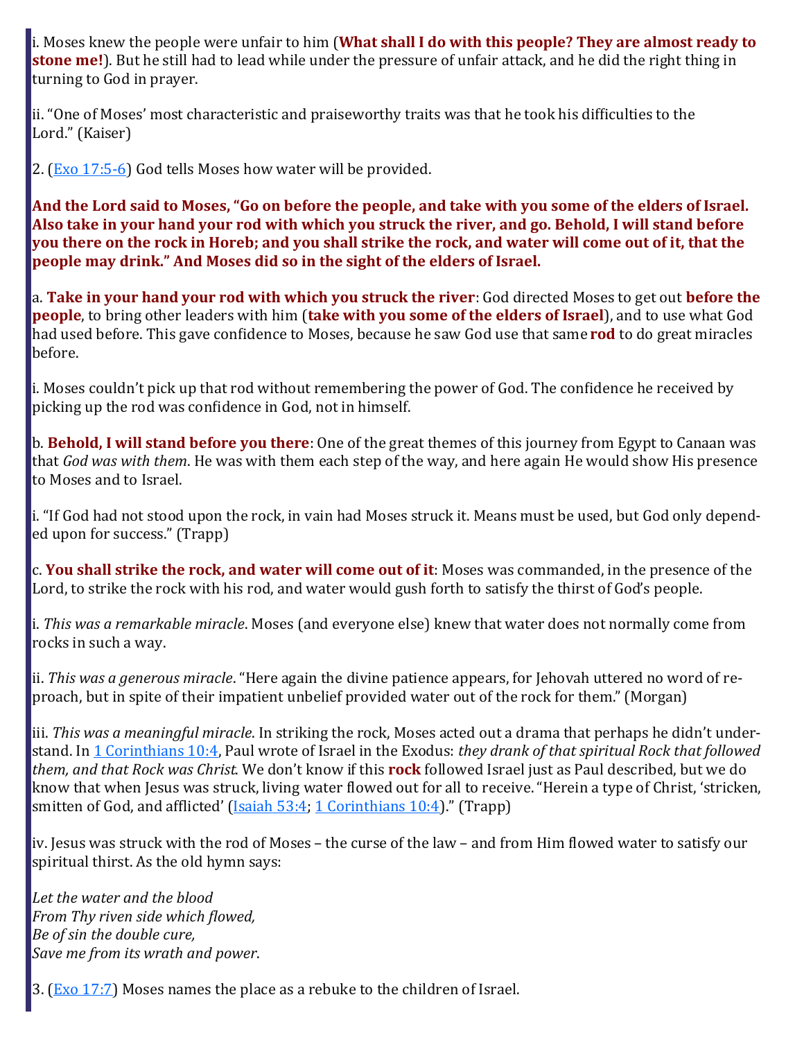i. Moses knew the people were unfair to him (**What shall I do with this people? They are almost ready to stone me!**). But he still had to lead while under the pressure of unfair attack, and he did the right thing in turning to God in prayer.

ii. "One of Moses' most characteristic and praiseworthy traits was that he took his difficulties to the Lord." (Kaiser)

2. (Exo 17:5-6) God tells Moses how water will be provided.

**And the Lord said to Moses, "Go on before the people, and take with you some of the elders of Israel. Also take in your hand your rod with which you struck the river, and go. Behold, I will stand before you there on the rock in Horeb; and you shall strike the rock, and water will come out of it, that the people may drink." And Moses did so in the sight of the elders of Israel.**

a. **Take in your hand your rod with which you struck the river**: God directed Moses to get out **before the people**, to bring other leaders with him (**take with you some of the elders of Israel**), and to use what God had used before. This gave confidence to Moses, because he saw God use that same **rod** to do great miracles before.

i. Moses couldn't pick up that rod without remembering the power of God. The confidence he received by picking up the rod was confidence in God, not in himself.

b. **Behold, I will stand before you there**: One of the great themes of this journey from Egypt to Canaan was that *God was with them*. He was with them each step of the way, and here again He would show His presence to Moses and to Israel.

i. "If God had not stood upon the rock, in vain had Moses struck it. Means must be used, but God only depended upon for success." (Trapp)

c. **You shall strike the rock, and water will come out of it**: Moses was commanded, in the presence of the Lord, to strike the rock with his rod, and water would gush forth to satisfy the thirst of God's people.

i. *This was a remarkable miracle*. Moses (and everyone else) knew that water does not normally come from rocks in such a way.

ii. *This was a generous miracle*. "Here again the divine patience appears, for Jehovah uttered no word of reproach, but in spite of their impatient unbelief provided water out of the rock for them." (Morgan)

iii. *This was a meaningful miracle*. In striking the rock, Moses acted out a drama that perhaps he didn't understand. In 1 Corinthians 10:4, Paul wrote of Israel in the Exodus: *they drank of that spiritual Rock that followed them, and that Rock was Christ*. We don't know if this **rock** followed Israel just as Paul described, but we do know that when Jesus was struck, living water flowed out for all to receive. "Herein a type of Christ, 'stricken, smitten of God, and afflicted' (Isaiah 53:4; 1 Corinthians 10:4)." (Trapp)

iv. Jesus was struck with the rod of Moses – the curse of the law – and from Him flowed water to satisfy our spiritual thirst. As the old hymn says:

*Let the water and the blood*
*From Thy riven side which flowed,*
*Be of sin the double cure,*
*Save me from its wrath and power.*

3. (Exo 17:7) Moses names the place as a rebuke to the children of Israel.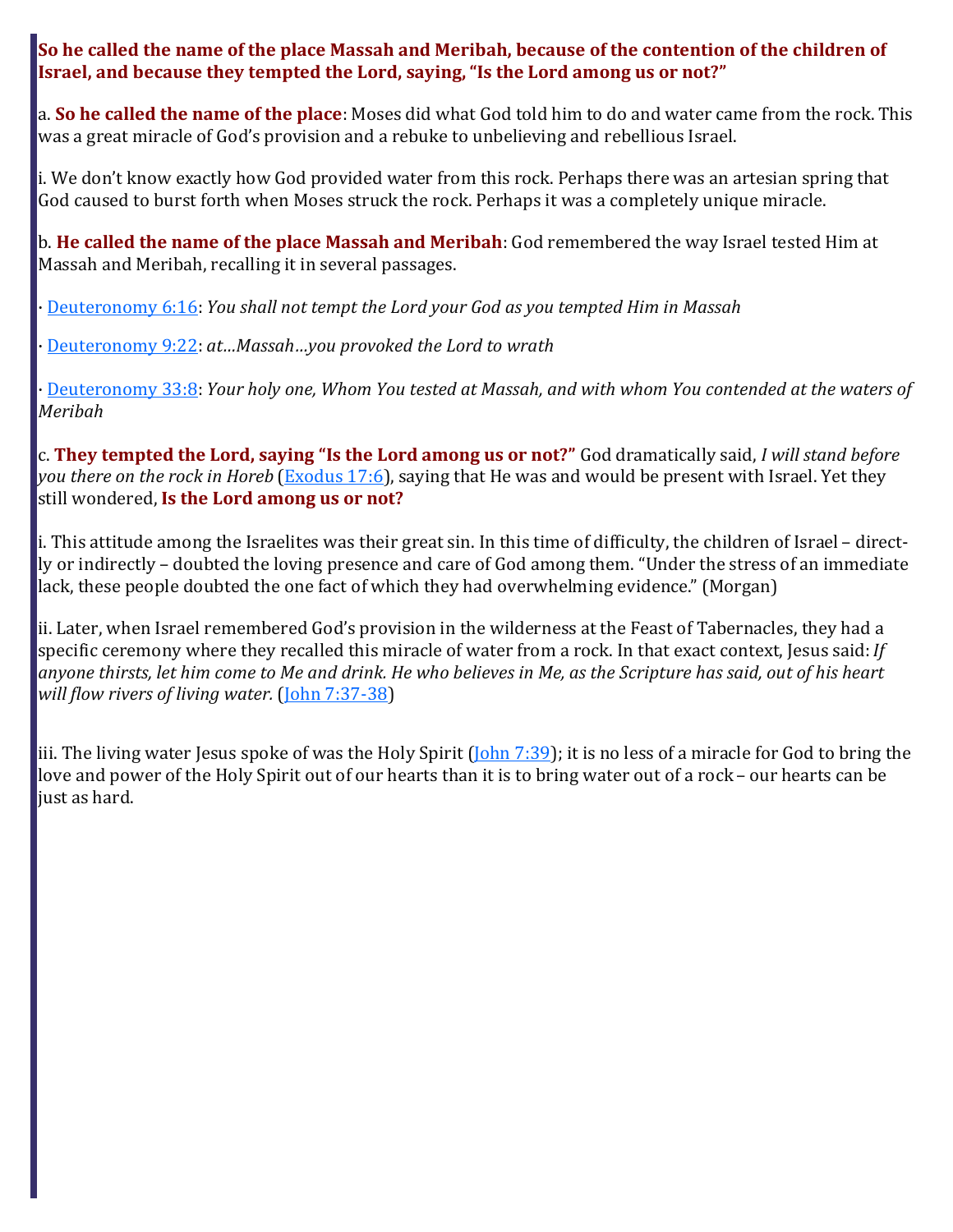**So he called the name of the place Massah and Meribah, because of the contention of the children of Israel, and because they tempted the Lord, saying, "Is the Lord among us or not?"**

a. **So he called the name of the place**: Moses did what God told him to do and water came from the rock. This was a great miracle of God's provision and a rebuke to unbelieving and rebellious Israel.

i. We don't know exactly how God provided water from this rock. Perhaps there was an artesian spring that God caused to burst forth when Moses struck the rock. Perhaps it was a completely unique miracle.

b. **He called the name of the place Massah and Meribah**: God remembered the way Israel tested Him at Massah and Meribah, recalling it in several passages.

· Deuteronomy 6:16: *You shall not tempt the Lord your God as you tempted Him in Massah*

· Deuteronomy 9:22: *at…Massah…you provoked the Lord to wrath*

· Deuteronomy 33:8: *Your holy one, Whom You tested at Massah, and with whom You contended at the waters of Meribah*

c. **They tempted the Lord, saying "Is the Lord among us or not?"** God dramatically said, *I will stand before you there on the rock in Horeb* (Exodus 17:6), saying that He was and would be present with Israel. Yet they still wondered, **Is the Lord among us or not?**

i. This attitude among the Israelites was their great sin. In this time of difficulty, the children of Israel – directly or indirectly – doubted the loving presence and care of God among them. "Under the stress of an immediate lack, these people doubted the one fact of which they had overwhelming evidence." (Morgan)

ii. Later, when Israel remembered God's provision in the wilderness at the Feast of Tabernacles, they had a specific ceremony where they recalled this miracle of water from a rock. In that exact context, Jesus said: *If anyone thirsts, let him come to Me and drink. He who believes in Me, as the Scripture has said, out of his heart will flow rivers of living water.* (John 7:37-38)

iii. The living water Jesus spoke of was the Holy Spirit (John 7:39); it is no less of a miracle for God to bring the love and power of the Holy Spirit out of our hearts than it is to bring water out of a rock – our hearts can be just as hard.